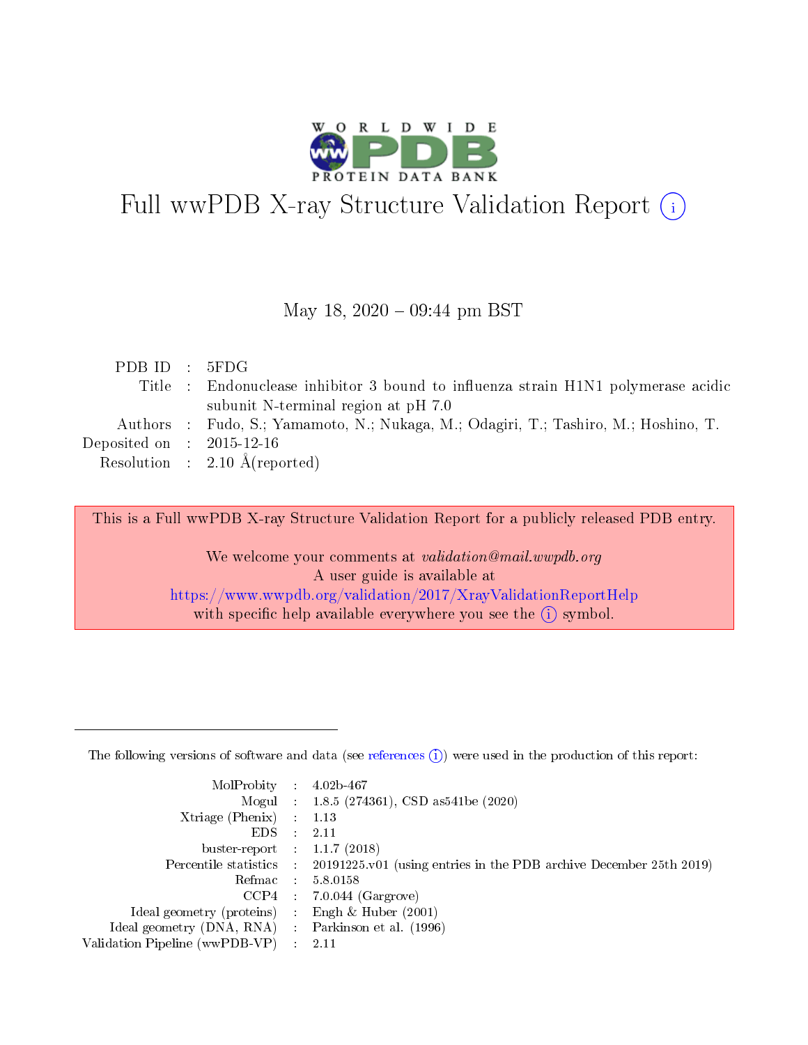# Full wwPDB X-ray Structure Validation Report (i)

May 18, 2020 – 09:44 pm BST

| | | |
|---|---|---|
| PDB ID | : | 5FDG |
| Title | : | Endonuclease inhibitor 3 bound to influenza strain H1N1 polymerase acidic subunit N-terminal region at pH 7.0 |
| Authors | : | Fudo, S.; Yamamoto, N.; Nukaga, M.; Odagiri, T.; Tashiro, M.; Hoshino, T. |
| Deposited on | : | 2015-12-16 |
| Resolution | : | 2.10 Å(reported) |

This is a Full wwPDB X-ray Structure Validation Report for a publicly released PDB entry.

We welcome your comments at *validation@mail.wwpdb.org*
A user guide is available at
https://www.wwpdb.org/validation/2017/XrayValidationReportHelp
with specific help available everywhere you see the (i) symbol.

---

The following versions of software and data (see references (i)) were used in the production of this report:

| | | |
|---|---|---|
| MolProbity | : | 4.02b-467 |
| Mogul | : | 1.8.5 (274361), CSD as541be (2020) |
| Xtriage (Phenix) | : | 1.13 |
| EDS | : | 2.11 |
| buster-report | : | 1.1.7 (2018) |
| Percentile statistics | : | 20191225.v01 (using entries in the PDB archive December 25th 2019) |
| Refmac | : | 5.8.0158 |
| CCP4 | : | 7.0.044 (Gargrove) |
| Ideal geometry (proteins) | : | Engh & Huber (2001) |
| Ideal geometry (DNA, RNA) | : | Parkinson et al. (1996) |
| Validation Pipeline (wwPDB-VP) | : | 2.11 |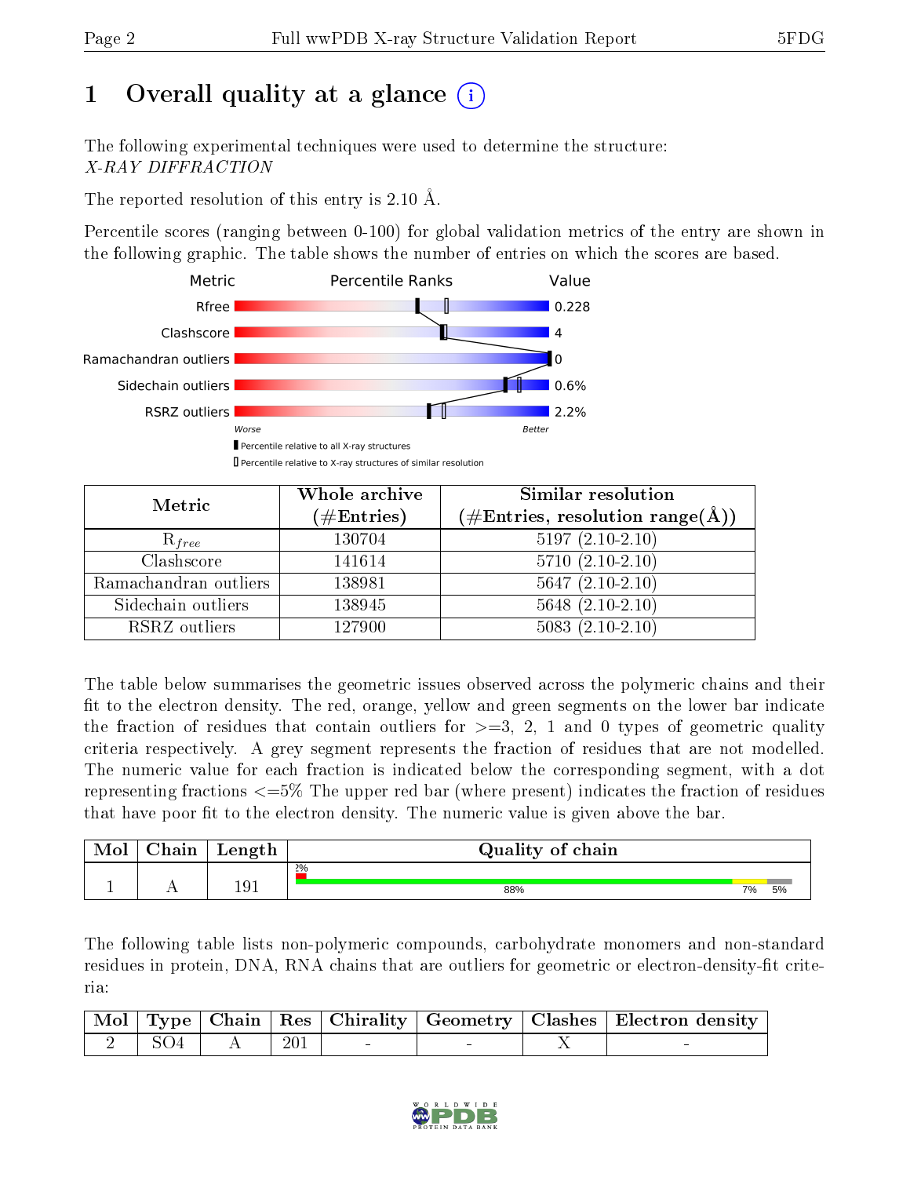# 1 Overall quality at a glance

The following experimental techniques were used to determine the structure:
*X-RAY DIFFRACTION*

The reported resolution of this entry is 2.10 Å.

Percentile scores (ranging between 0-100) for global validation metrics of the entry are shown in the following graphic. The table shows the number of entries on which the scores are based.

| Metric | Value |
|---|---|
| Rfree | 0.228 |
| Clashscore | 4 |
| Ramachandran outliers | 0 |
| Sidechain outliers | 0.6% |
| RSRZ outliers | 2.2% |

Worse — Better

Percentile relative to all X-ray structures

Percentile relative to X-ray structures of similar resolution

| Metric | Whole archive (#Entries) | Similar resolution (#Entries, resolution range(Å)) |
|---|---|---|
| $R_{free}$ | 130704 | 5197 (2.10-2.10) |
| Clashscore | 141614 | 5710 (2.10-2.10) |
| Ramachandran outliers | 138981 | 5647 (2.10-2.10) |
| Sidechain outliers | 138945 | 5648 (2.10-2.10) |
| RSRZ outliers | 127900 | 5083 (2.10-2.10) |

The table below summarises the geometric issues observed across the polymeric chains and their fit to the electron density. The red, orange, yellow and green segments on the lower bar indicate the fraction of residues that contain outliers for >=3, 2, 1 and 0 types of geometric quality criteria respectively. A grey segment represents the fraction of residues that are not modelled. The numeric value for each fraction is indicated below the corresponding segment, with a dot representing fractions <=5% The upper red bar (where present) indicates the fraction of residues that have poor fit to the electron density. The numeric value is given above the bar.

| Mol | Chain | Length | Quality of chain |
|---|---|---|---|
| 1 | A | 191 | 2% / 88% / 7% / 5% |

The following table lists non-polymeric compounds, carbohydrate monomers and non-standard residues in protein, DNA, RNA chains that are outliers for geometric or electron-density-fit criteria:

| Mol | Type | Chain | Res | Chirality | Geometry | Clashes | Electron density |
|---|---|---|---|---|---|---|---|
| 2 | SO4 | A | 201 | - | - | X | - |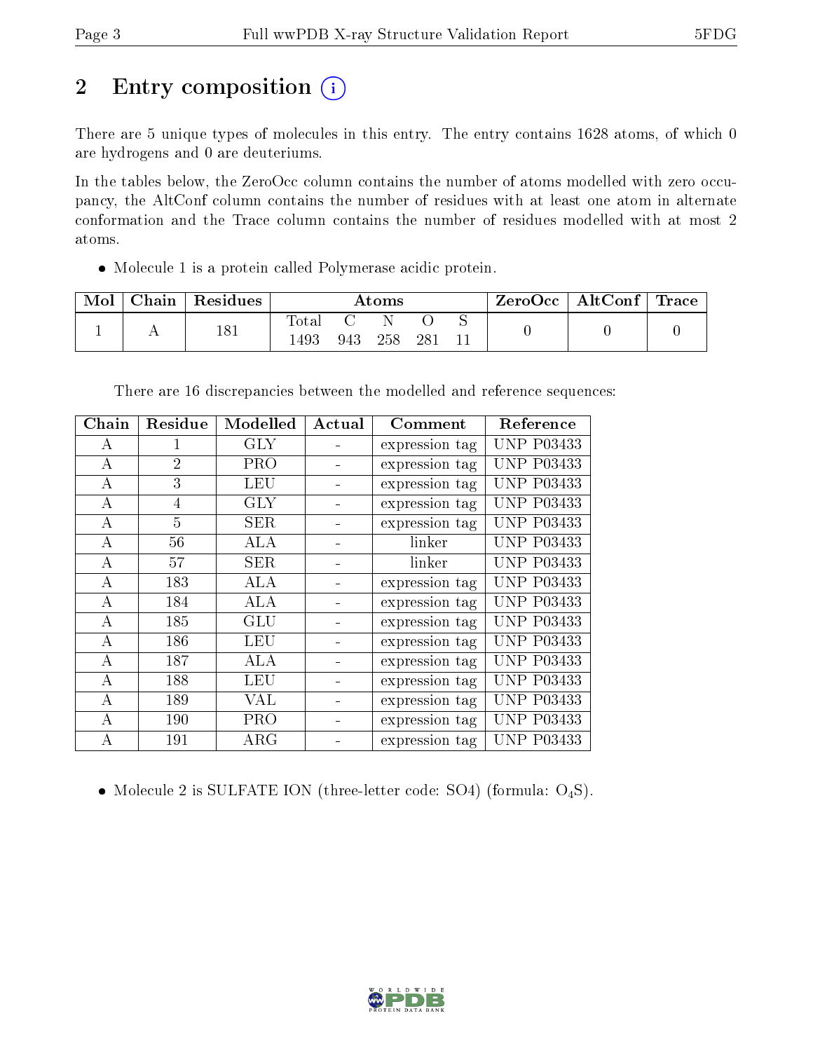# 2 Entry composition

There are 5 unique types of molecules in this entry. The entry contains 1628 atoms, of which 0 are hydrogens and 0 are deuteriums.

In the tables below, the ZeroOcc column contains the number of atoms modelled with zero occupancy, the AltConf column contains the number of residues with at least one atom in alternate conformation and the Trace column contains the number of residues modelled with at most 2 atoms.

- Molecule 1 is a protein called Polymerase acidic protein.

| Mol | Chain | Residues | Atoms | | | | | ZeroOcc | AltConf | Trace |
|---|---|---|---|---|---|---|---|---|---|---|
| | | | Total | C | N | O | S | | | |
| 1 | A | 181 | 1493 | 943 | 258 | 281 | 11 | 0 | 0 | 0 |

There are 16 discrepancies between the modelled and reference sequences:

| Chain | Residue | Modelled | Actual | Comment | Reference |
|---|---|---|---|---|---|
| A | 1 | GLY | - | expression tag | UNP P03433 |
| A | 2 | PRO | - | expression tag | UNP P03433 |
| A | 3 | LEU | - | expression tag | UNP P03433 |
| A | 4 | GLY | - | expression tag | UNP P03433 |
| A | 5 | SER | - | expression tag | UNP P03433 |
| A | 56 | ALA | - | linker | UNP P03433 |
| A | 57 | SER | - | linker | UNP P03433 |
| A | 183 | ALA | - | expression tag | UNP P03433 |
| A | 184 | ALA | - | expression tag | UNP P03433 |
| A | 185 | GLU | - | expression tag | UNP P03433 |
| A | 186 | LEU | - | expression tag | UNP P03433 |
| A | 187 | ALA | - | expression tag | UNP P03433 |
| A | 188 | LEU | - | expression tag | UNP P03433 |
| A | 189 | VAL | - | expression tag | UNP P03433 |
| A | 190 | PRO | - | expression tag | UNP P03433 |
| A | 191 | ARG | - | expression tag | UNP P03433 |

- Molecule 2 is SULFATE ION (three-letter code: SO4) (formula: $O_4S$).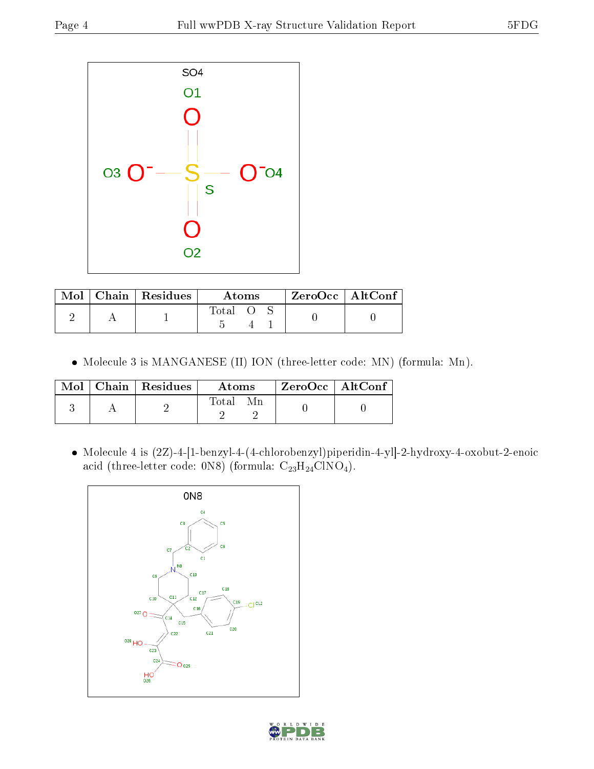| Mol | Chain | Residues | Atoms | | | ZeroOcc | AltConf |
|---|---|---|---|---|---|---|---|
| | | | Total | O | S | | |
| 2 | A | 1 | 5 | 4 | 1 | 0 | 0 |

- Molecule 3 is MANGANESE (II) ION (three-letter code: MN) (formula: Mn).

| Mol | Chain | Residues | Atoms | | ZeroOcc | AltConf |
|---|---|---|---|---|---|---|
| | | | Total | Mn | | |
| 3 | A | 2 | 2 | 2 | 0 | 0 |

- Molecule 4 is (2Z)-4-[1-benzyl-4-(4-chlorobenzyl)piperidin-4-yl]-2-hydroxy-4-oxobut-2-enoic acid (three-letter code: 0N8) (formula: $C_{23}H_{24}ClNO_4$).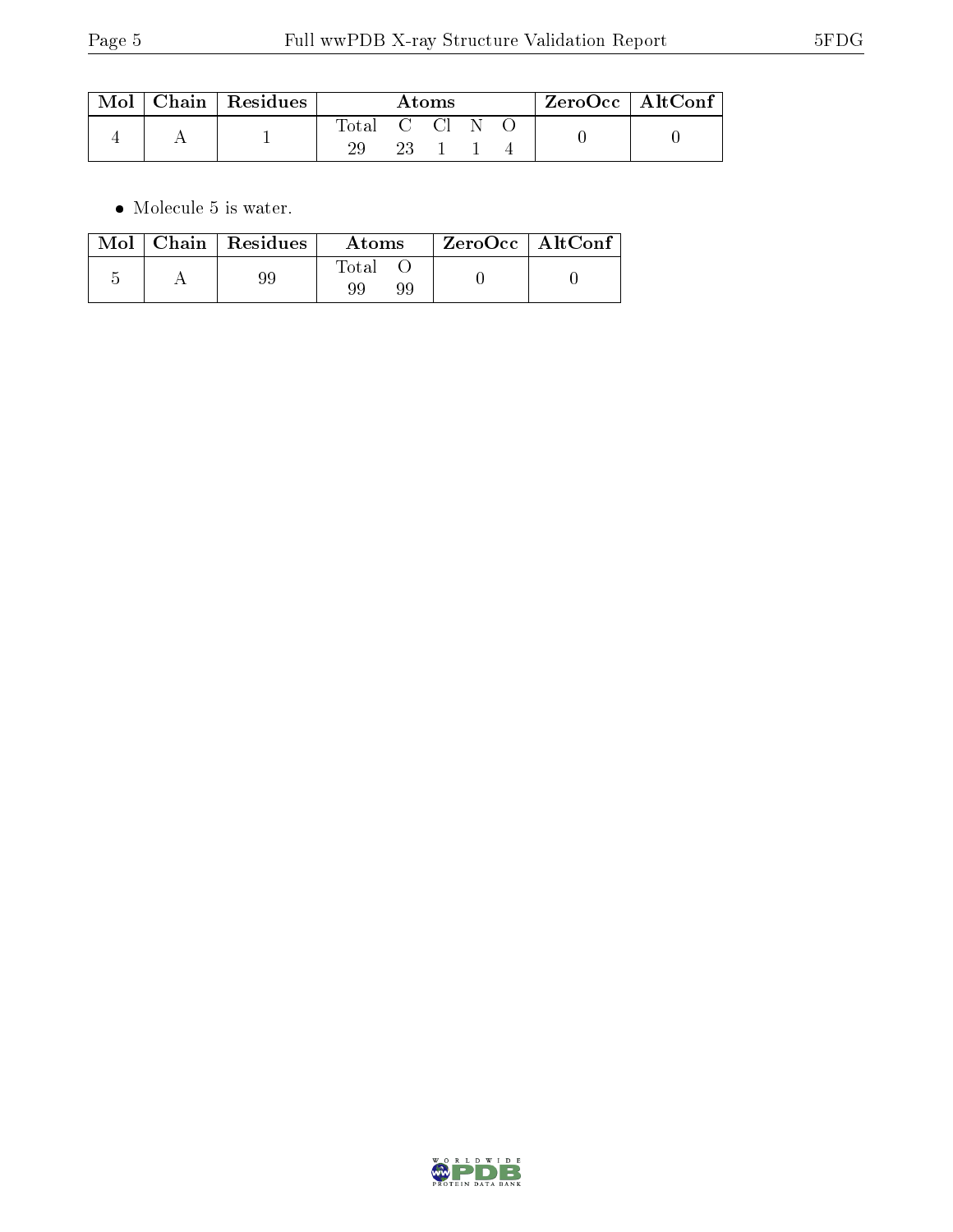| Mol | Chain | Residues | Atoms | | | | | ZeroOcc | AltConf |
|---|---|---|---|---|---|---|---|---|---|
| | | | Total | C | Cl | N | O | | |
| 4 | A | 1 | 29 | 23 | 1 | 1 | 4 | 0 | 0 |

- Molecule 5 is water.

| Mol | Chain | Residues | Atoms | | ZeroOcc | AltConf |
|---|---|---|---|---|---|---|
| | | | Total | O | | |
| 5 | A | 99 | 99 | 99 | 0 | 0 |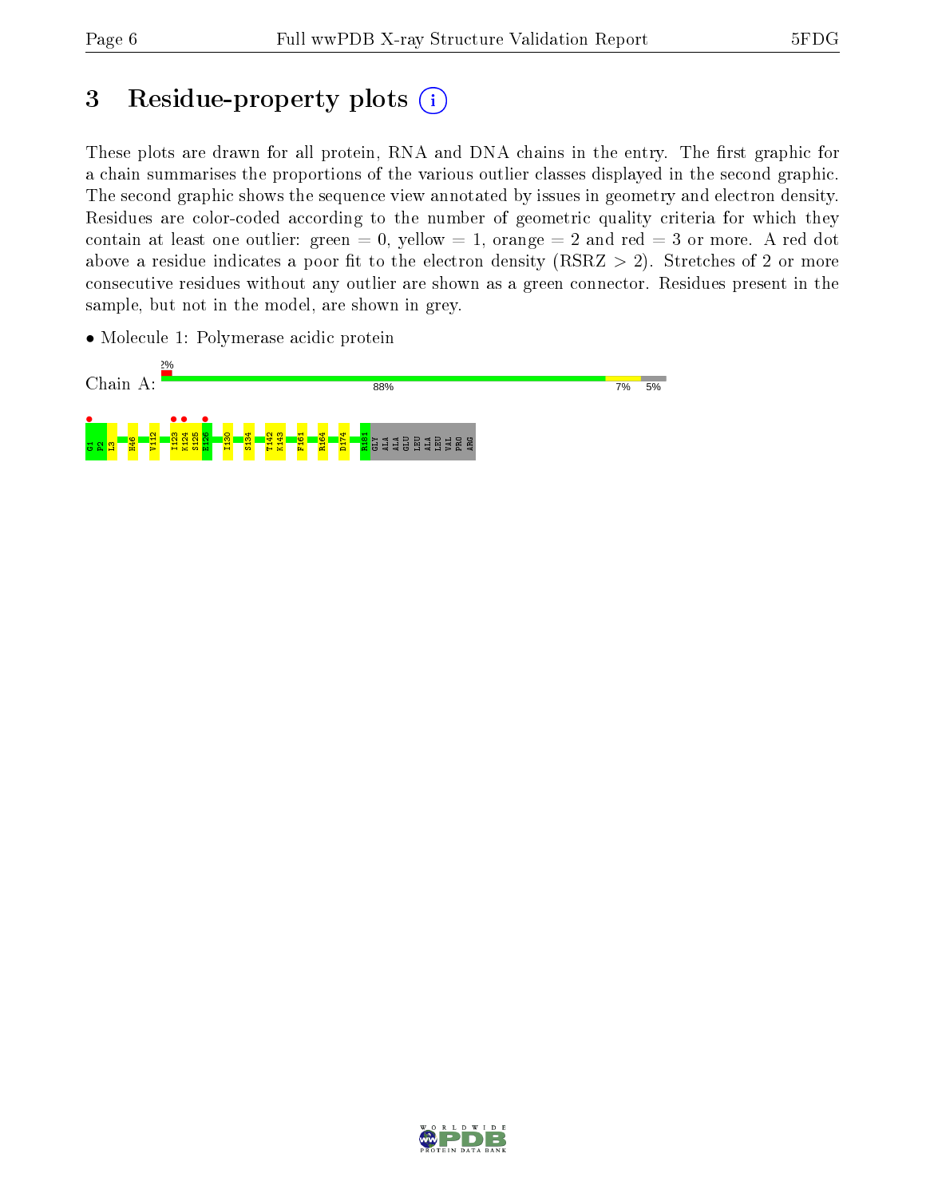# 3 Residue-property plots

These plots are drawn for all protein, RNA and DNA chains in the entry. The first graphic for a chain summarises the proportions of the various outlier classes displayed in the second graphic. The second graphic shows the sequence view annotated by issues in geometry and electron density. Residues are color-coded according to the number of geometric quality criteria for which they contain at least one outlier: green = 0, yellow = 1, orange = 2 and red = 3 or more. A red dot above a residue indicates a poor fit to the electron density (RSRZ > 2). Stretches of 2 or more consecutive residues without any outlier are shown as a green connector. Residues present in the sample, but not in the model, are shown in grey.

- Molecule 1: Polymerase acidic protein

Chain A: 2% | 88% | 7% | 5%

G1 P2 L3 H46 V112 I123 K124 S125 E126 I130 S134 T142 K143 F161 R164 D174 R181 GLY ALA ALA GLU LEU ALA LEU VAL PRO ARG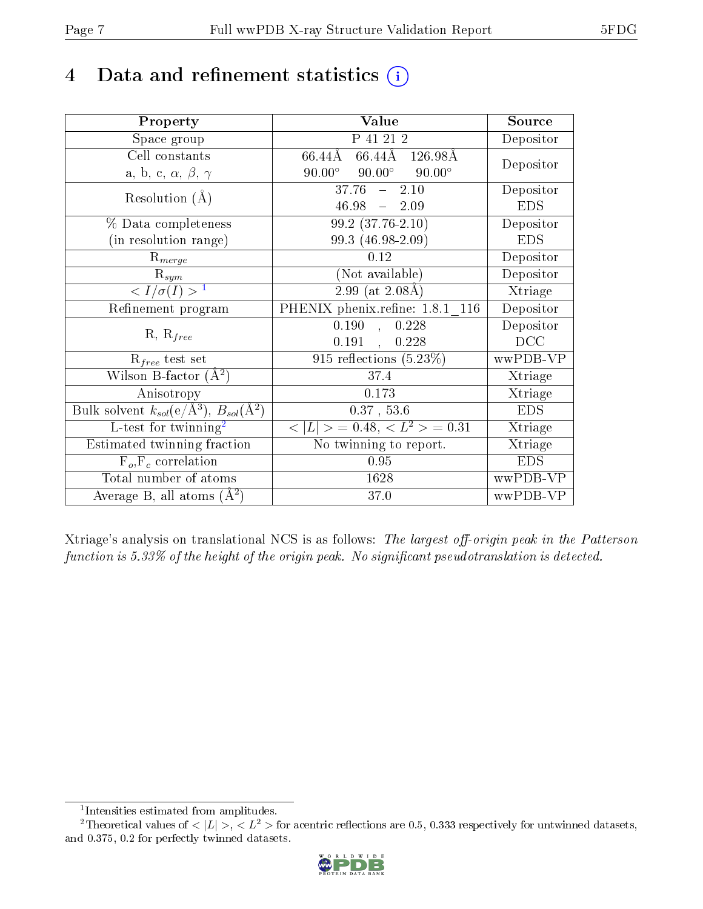# 4 Data and refinement statistics (i)

| Property | Value | Source |
|---|---|---|
| Space group | P 41 21 2 | Depositor |
| Cell constants<br>a, b, c, $\alpha$, $\beta$, $\gamma$ | 66.44Å 66.44Å 126.98Å<br>90.00° 90.00° 90.00° | Depositor |
| Resolution (Å) | 37.76 – 2.10<br>46.98 – 2.09 | Depositor<br>EDS |
| % Data completeness<br>(in resolution range) | 99.2 (37.76-2.10)<br>99.3 (46.98-2.09) | Depositor<br>EDS |
| $R_{merge}$ | 0.12 | Depositor |
| $R_{sym}$ | (Not available) | Depositor |
| $< I/\sigma(I) >$ [1] | 2.99 (at 2.08Å) | Xtriage |
| Refinement program | PHENIX phenix.refine: 1.8.1_116 | Depositor |
| R, $R_{free}$ | 0.190 , 0.228<br>0.191 , 0.228 | Depositor<br>DCC |
| $R_{free}$ test set | 915 reflections (5.23%) | wwPDB-VP |
| Wilson B-factor (Å$^2$) | 37.4 | Xtriage |
| Anisotropy | 0.173 | Xtriage |
| Bulk solvent $k_{sol}$(e/Å$^3$), $B_{sol}$(Å$^2$) | 0.37 , 53.6 | EDS |
| L-test for twinning[2] | $< \|L\| >$ = 0.48, $< L^2 >$ = 0.31 | Xtriage |
| Estimated twinning fraction | No twinning to report. | Xtriage |
| $F_o$,$F_c$ correlation | 0.95 | EDS |
| Total number of atoms | 1628 | wwPDB-VP |
| Average B, all atoms (Å$^2$) | 37.0 | wwPDB-VP |

Xtriage's analysis on translational NCS is as follows: *The largest off-origin peak in the Patterson function is 5.33% of the height of the origin peak. No significant pseudotranslation is detected.*

[1] Intensities estimated from amplitudes.

[2] Theoretical values of $< |L| >$, $< L^2 >$ for acentric reflections are 0.5, 0.333 respectively for untwinned datasets, and 0.375, 0.2 for perfectly twinned datasets.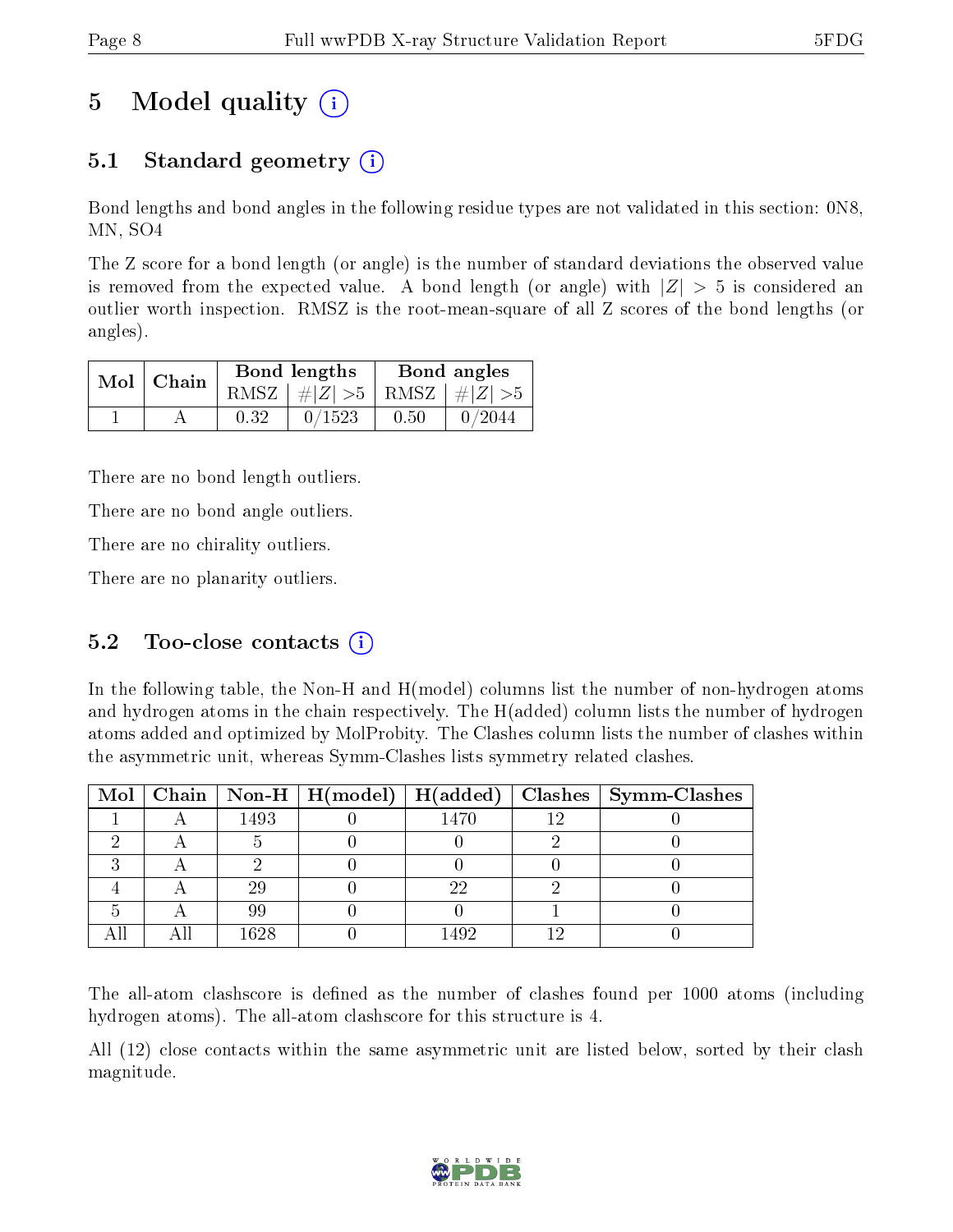# 5 Model quality (i)

## 5.1 Standard geometry (i)

Bond lengths and bond angles in the following residue types are not validated in this section: 0N8, MN, SO4

The Z score for a bond length (or angle) is the number of standard deviations the observed value is removed from the expected value. A bond length (or angle) with $|Z| > 5$ is considered an outlier worth inspection. RMSZ is the root-mean-square of all Z scores of the bond lengths (or angles).

| Mol | Chain | Bond lengths | | Bond angles | |
|---|---|---|---|---|---|
| | | RMSZ | $\#\|Z\| > 5$ | RMSZ | $\#\|Z\| > 5$ |
| 1 | A | 0.32 | 0/1523 | 0.50 | 0/2044 |

There are no bond length outliers.

There are no bond angle outliers.

There are no chirality outliers.

There are no planarity outliers.

## 5.2 Too-close contacts (i)

In the following table, the Non-H and H(model) columns list the number of non-hydrogen atoms and hydrogen atoms in the chain respectively. The H(added) column lists the number of hydrogen atoms added and optimized by MolProbity. The Clashes column lists the number of clashes within the asymmetric unit, whereas Symm-Clashes lists symmetry related clashes.

| Mol | Chain | Non-H | H(model) | H(added) | Clashes | Symm-Clashes |
|---|---|---|---|---|---|---|
| 1 | A | 1493 | 0 | 1470 | 12 | 0 |
| 2 | A | 5 | 0 | 0 | 2 | 0 |
| 3 | A | 2 | 0 | 0 | 0 | 0 |
| 4 | A | 29 | 0 | 22 | 2 | 0 |
| 5 | A | 99 | 0 | 0 | 1 | 0 |
| All | All | 1628 | 0 | 1492 | 12 | 0 |

The all-atom clashscore is defined as the number of clashes found per 1000 atoms (including hydrogen atoms). The all-atom clashscore for this structure is 4.

All (12) close contacts within the same asymmetric unit are listed below, sorted by their clash magnitude.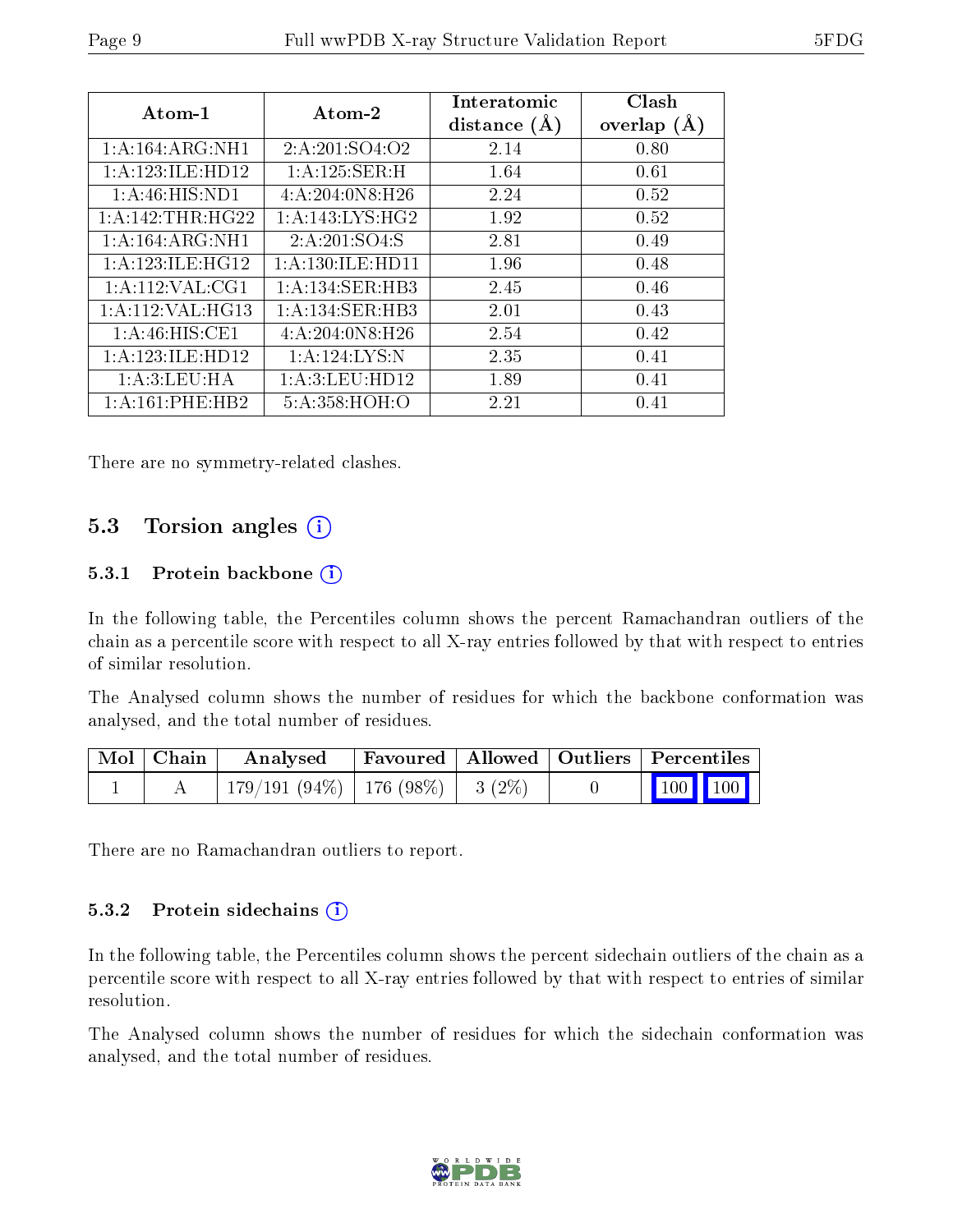| Atom-1 | Atom-2 | Interatomic distance (Å) | Clash overlap (Å) |
|---|---|---|---|
| 1:A:164:ARG:NH1 | 2:A:201:SO4:O2 | 2.14 | 0.80 |
| 1:A:123:ILE:HD12 | 1:A:125:SER:H | 1.64 | 0.61 |
| 1:A:46:HIS:ND1 | 4:A:204:0N8:H26 | 2.24 | 0.52 |
| 1:A:142:THR:HG22 | 1:A:143:LYS:HG2 | 1.92 | 0.52 |
| 1:A:164:ARG:NH1 | 2:A:201:SO4:S | 2.81 | 0.49 |
| 1:A:123:ILE:HG12 | 1:A:130:ILE:HD11 | 1.96 | 0.48 |
| 1:A:112:VAL:CG1 | 1:A:134:SER:HB3 | 2.45 | 0.46 |
| 1:A:112:VAL:HG13 | 1:A:134:SER:HB3 | 2.01 | 0.43 |
| 1:A:46:HIS:CE1 | 4:A:204:0N8:H26 | 2.54 | 0.42 |
| 1:A:123:ILE:HD12 | 1:A:124:LYS:N | 2.35 | 0.41 |
| 1:A:3:LEU:HA | 1:A:3:LEU:HD12 | 1.89 | 0.41 |
| 1:A:161:PHE:HB2 | 5:A:358:HOH:O | 2.21 | 0.41 |

There are no symmetry-related clashes.

## 5.3 Torsion angles

### 5.3.1 Protein backbone

In the following table, the Percentiles column shows the percent Ramachandran outliers of the chain as a percentile score with respect to all X-ray entries followed by that with respect to entries of similar resolution.

The Analysed column shows the number of residues for which the backbone conformation was analysed, and the total number of residues.

| Mol | Chain | Analysed | Favoured | Allowed | Outliers | Percentiles |
|---|---|---|---|---|---|---|
| 1 | A | 179/191 (94%) | 176 (98%) | 3 (2%) | 0 | 100 100 |

There are no Ramachandran outliers to report.

### 5.3.2 Protein sidechains

In the following table, the Percentiles column shows the percent sidechain outliers of the chain as a percentile score with respect to all X-ray entries followed by that with respect to entries of similar resolution.

The Analysed column shows the number of residues for which the sidechain conformation was analysed, and the total number of residues.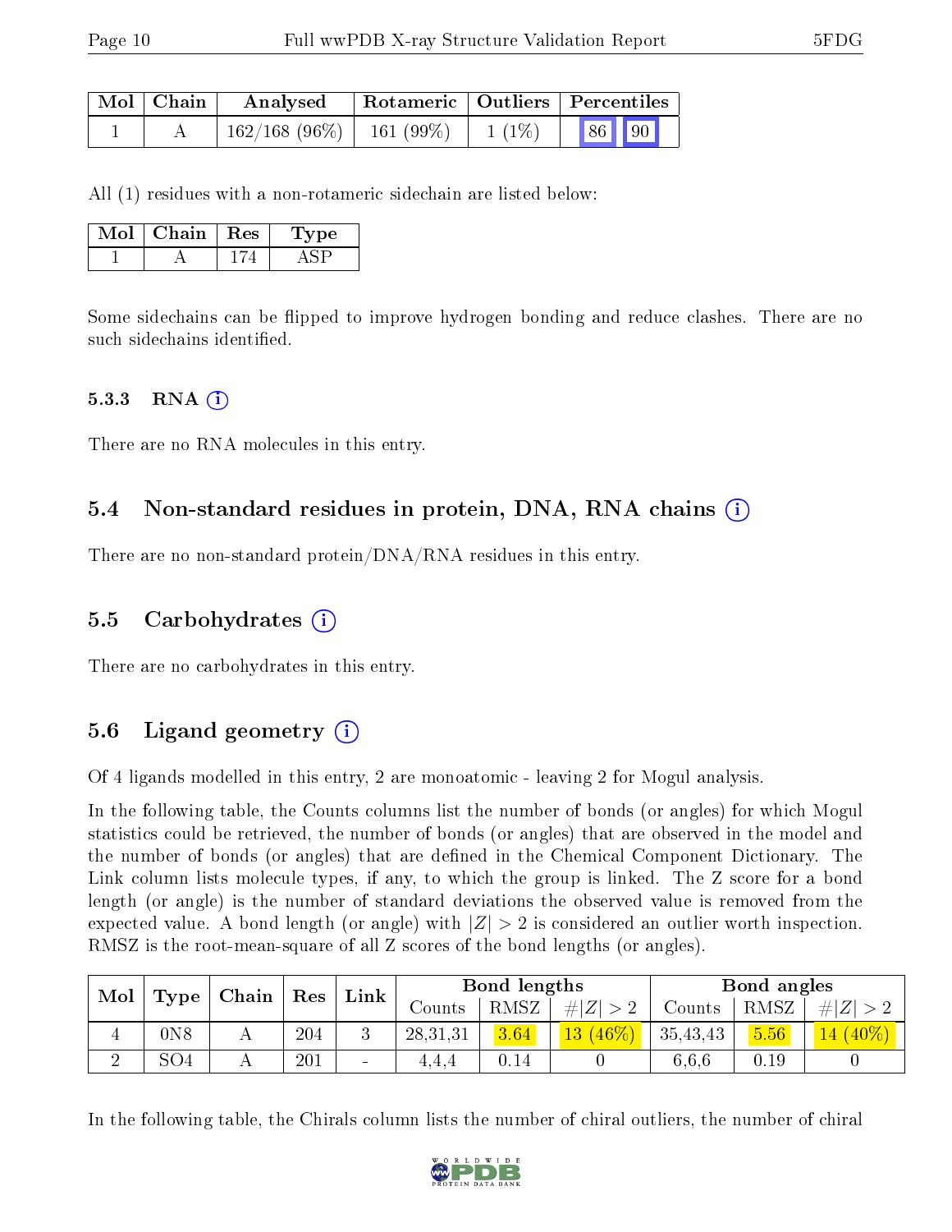| Mol | Chain | Analysed | Rotameric | Outliers | Percentiles | |
|---|---|---|---|---|---|---|
| 1 | A | 162/168 (96%) | 161 (99%) | 1 (1%) | 86 | 90 |

All (1) residues with a non-rotameric sidechain are listed below:

| Mol | Chain | Res | Type |
|---|---|---|---|
| 1 | A | 174 | ASP |

Some sidechains can be flipped to improve hydrogen bonding and reduce clashes. There are no such sidechains identified.

#### 5.3.3 RNA (i)

There are no RNA molecules in this entry.

### 5.4 Non-standard residues in protein, DNA, RNA chains (i)

There are no non-standard protein/DNA/RNA residues in this entry.

### 5.5 Carbohydrates (i)

There are no carbohydrates in this entry.

### 5.6 Ligand geometry (i)

Of 4 ligands modelled in this entry, 2 are monoatomic - leaving 2 for Mogul analysis.

In the following table, the Counts columns list the number of bonds (or angles) for which Mogul statistics could be retrieved, the number of bonds (or angles) that are observed in the model and the number of bonds (or angles) that are defined in the Chemical Component Dictionary. The Link column lists molecule types, if any, to which the group is linked. The Z score for a bond length (or angle) is the number of standard deviations the observed value is removed from the expected value. A bond length (or angle) with $|Z| > 2$ is considered an outlier worth inspection. RMSZ is the root-mean-square of all Z scores of the bond lengths (or angles).

| Mol | Type | Chain | Res | Link | Bond lengths | | | Bond angles | | |
|---|---|---|---|---|---|---|---|---|---|---|
| | | | | | Counts | RMSZ | $\#\|Z\| > 2$ | Counts | RMSZ | $\#\|Z\| > 2$ |
| 4 | 0N8 | A | 204 | 3 | 28,31,31 | 3.64 | 13 (46%) | 35,43,43 | 5.56 | 14 (40%) |
| 2 | SO4 | A | 201 | - | 4,4,4 | 0.14 | 0 | 6,6,6 | 0.19 | 0 |

In the following table, the Chirals column lists the number of chiral outliers, the number of chiral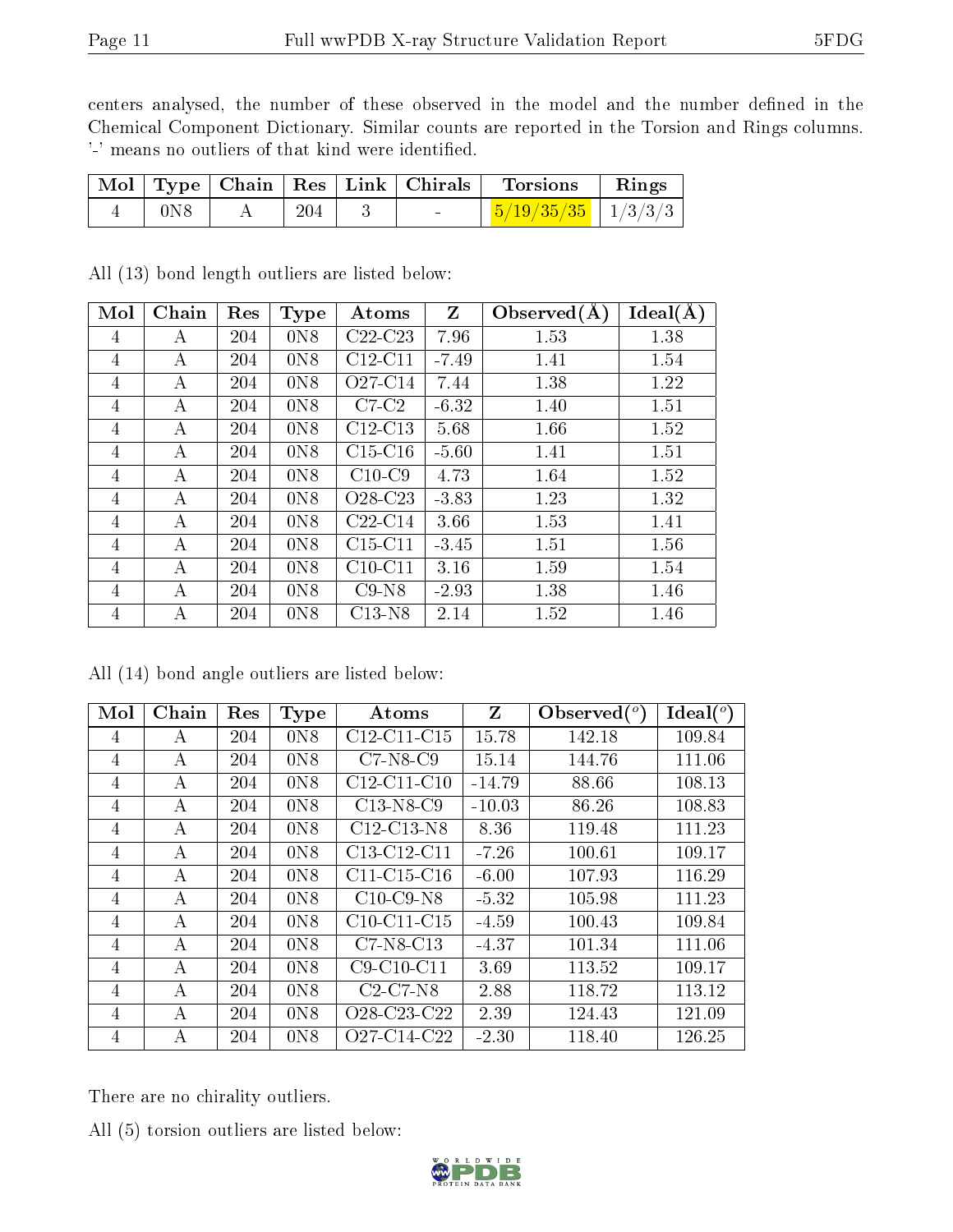centers analysed, the number of these observed in the model and the number defined in the Chemical Component Dictionary. Similar counts are reported in the Torsion and Rings columns. '-' means no outliers of that kind were identified.

| Mol | Type | Chain | Res | Link | Chirals | Torsions | Rings |
|---|---|---|---|---|---|---|---|
| 4 | 0N8 | A | 204 | 3 | - | 5/19/35/35 | 1/3/3/3 |

All (13) bond length outliers are listed below:

| Mol | Chain | Res | Type | Atoms | Z | Observed(Å) | Ideal(Å) |
|---|---|---|---|---|---|---|---|
| 4 | A | 204 | 0N8 | C22-C23 | 7.96 | 1.53 | 1.38 |
| 4 | A | 204 | 0N8 | C12-C11 | -7.49 | 1.41 | 1.54 |
| 4 | A | 204 | 0N8 | O27-C14 | 7.44 | 1.38 | 1.22 |
| 4 | A | 204 | 0N8 | C7-C2 | -6.32 | 1.40 | 1.51 |
| 4 | A | 204 | 0N8 | C12-C13 | 5.68 | 1.66 | 1.52 |
| 4 | A | 204 | 0N8 | C15-C16 | -5.60 | 1.41 | 1.51 |
| 4 | A | 204 | 0N8 | C10-C9 | 4.73 | 1.64 | 1.52 |
| 4 | A | 204 | 0N8 | O28-C23 | -3.83 | 1.23 | 1.32 |
| 4 | A | 204 | 0N8 | C22-C14 | 3.66 | 1.53 | 1.41 |
| 4 | A | 204 | 0N8 | C15-C11 | -3.45 | 1.51 | 1.56 |
| 4 | A | 204 | 0N8 | C10-C11 | 3.16 | 1.59 | 1.54 |
| 4 | A | 204 | 0N8 | C9-N8 | -2.93 | 1.38 | 1.46 |
| 4 | A | 204 | 0N8 | C13-N8 | 2.14 | 1.52 | 1.46 |

All (14) bond angle outliers are listed below:

| Mol | Chain | Res | Type | Atoms | Z | Observed(°) | Ideal(°) |
|---|---|---|---|---|---|---|---|
| 4 | A | 204 | 0N8 | C12-C11-C15 | 15.78 | 142.18 | 109.84 |
| 4 | A | 204 | 0N8 | C7-N8-C9 | 15.14 | 144.76 | 111.06 |
| 4 | A | 204 | 0N8 | C12-C11-C10 | -14.79 | 88.66 | 108.13 |
| 4 | A | 204 | 0N8 | C13-N8-C9 | -10.03 | 86.26 | 108.83 |
| 4 | A | 204 | 0N8 | C12-C13-N8 | 8.36 | 119.48 | 111.23 |
| 4 | A | 204 | 0N8 | C13-C12-C11 | -7.26 | 100.61 | 109.17 |
| 4 | A | 204 | 0N8 | C11-C15-C16 | -6.00 | 107.93 | 116.29 |
| 4 | A | 204 | 0N8 | C10-C9-N8 | -5.32 | 105.98 | 111.23 |
| 4 | A | 204 | 0N8 | C10-C11-C15 | -4.59 | 100.43 | 109.84 |
| 4 | A | 204 | 0N8 | C7-N8-C13 | -4.37 | 101.34 | 111.06 |
| 4 | A | 204 | 0N8 | C9-C10-C11 | 3.69 | 113.52 | 109.17 |
| 4 | A | 204 | 0N8 | C2-C7-N8 | 2.88 | 118.72 | 113.12 |
| 4 | A | 204 | 0N8 | O28-C23-C22 | 2.39 | 124.43 | 121.09 |
| 4 | A | 204 | 0N8 | O27-C14-C22 | -2.30 | 118.40 | 126.25 |

There are no chirality outliers.

All (5) torsion outliers are listed below: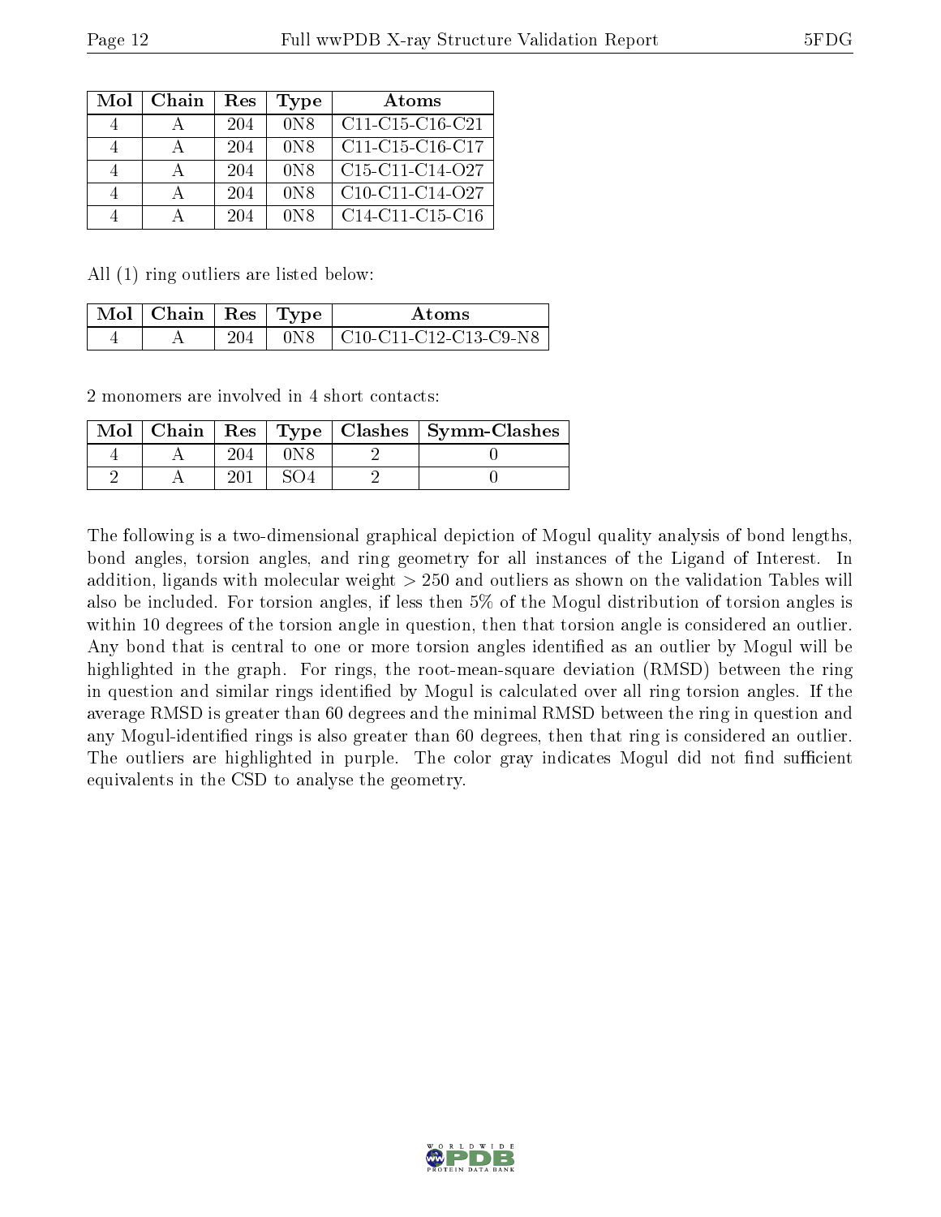| Mol | Chain | Res | Type | Atoms |
|---|---|---|---|---|
| 4 | A | 204 | 0N8 | C11-C15-C16-C21 |
| 4 | A | 204 | 0N8 | C11-C15-C16-C17 |
| 4 | A | 204 | 0N8 | C15-C11-C14-O27 |
| 4 | A | 204 | 0N8 | C10-C11-C14-O27 |
| 4 | A | 204 | 0N8 | C14-C11-C15-C16 |

All (1) ring outliers are listed below:

| Mol | Chain | Res | Type | Atoms |
|---|---|---|---|---|
| 4 | A | 204 | 0N8 | C10-C11-C12-C13-C9-N8 |

2 monomers are involved in 4 short contacts:

| Mol | Chain | Res | Type | Clashes | Symm-Clashes |
|---|---|---|---|---|---|
| 4 | A | 204 | 0N8 | 2 | 0 |
| 2 | A | 201 | SO4 | 2 | 0 |

The following is a two-dimensional graphical depiction of Mogul quality analysis of bond lengths, bond angles, torsion angles, and ring geometry for all instances of the Ligand of Interest. In addition, ligands with molecular weight > 250 and outliers as shown on the validation Tables will also be included. For torsion angles, if less then 5% of the Mogul distribution of torsion angles is within 10 degrees of the torsion angle in question, then that torsion angle is considered an outlier. Any bond that is central to one or more torsion angles identified as an outlier by Mogul will be highlighted in the graph. For rings, the root-mean-square deviation (RMSD) between the ring in question and similar rings identified by Mogul is calculated over all ring torsion angles. If the average RMSD is greater than 60 degrees and the minimal RMSD between the ring in question and any Mogul-identified rings is also greater than 60 degrees, then that ring is considered an outlier. The outliers are highlighted in purple. The color gray indicates Mogul did not find sufficient equivalents in the CSD to analyse the geometry.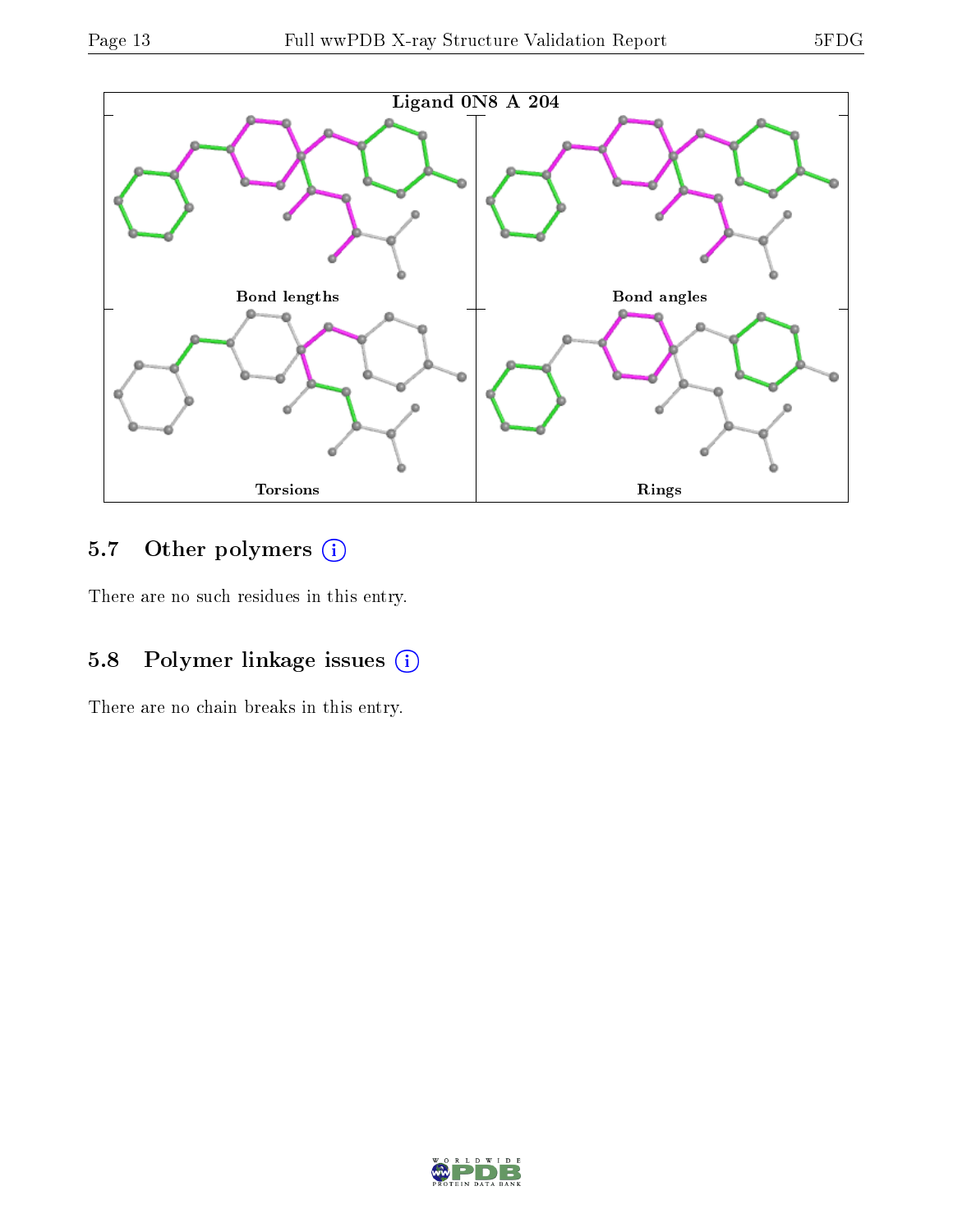Ligand 0N8 A 204

Bond lengths

Bond angles

Torsions

Rings

## 5.7 Other polymers

There are no such residues in this entry.

## 5.8 Polymer linkage issues

There are no chain breaks in this entry.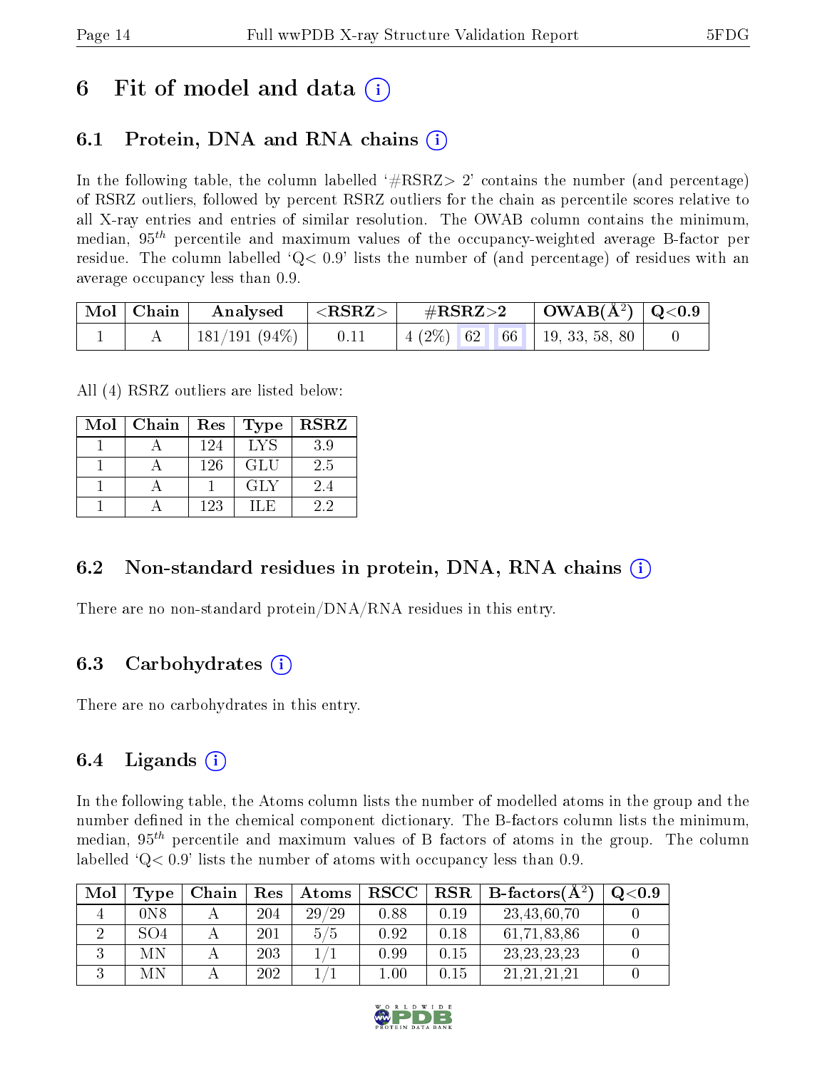# 6 Fit of model and data (i)

## 6.1 Protein, DNA and RNA chains (i)

In the following table, the column labelled '#RSRZ> 2' contains the number (and percentage) of RSRZ outliers, followed by percent RSRZ outliers for the chain as percentile scores relative to all X-ray entries and entries of similar resolution. The OWAB column contains the minimum, median, $95^{th}$ percentile and maximum values of the occupancy-weighted average B-factor per residue. The column labelled 'Q< 0.9' lists the number of (and percentage) of residues with an average occupancy less than 0.9.

| Mol | Chain | Analysed | <RSRZ> | #RSRZ>2 | | | OWAB(Å$^2$) | Q<0.9 |
|---|---|---|---|---|---|---|---|---|
| 1 | A | 181/191 (94%) | 0.11 | 4 (2%) | 62 | 66 | 19, 33, 58, 80 | 0 |

All (4) RSRZ outliers are listed below:

| Mol | Chain | Res | Type | RSRZ |
|---|---|---|---|---|
| 1 | A | 124 | LYS | 3.9 |
| 1 | A | 126 | GLU | 2.5 |
| 1 | A | 1 | GLY | 2.4 |
| 1 | A | 123 | ILE | 2.2 |

## 6.2 Non-standard residues in protein, DNA, RNA chains (i)

There are no non-standard protein/DNA/RNA residues in this entry.

## 6.3 Carbohydrates (i)

There are no carbohydrates in this entry.

## 6.4 Ligands (i)

In the following table, the Atoms column lists the number of modelled atoms in the group and the number defined in the chemical component dictionary. The B-factors column lists the minimum, median, $95^{th}$ percentile and maximum values of B factors of atoms in the group. The column labelled 'Q< 0.9' lists the number of atoms with occupancy less than 0.9.

| Mol | Type | Chain | Res | Atoms | RSCC | RSR | B-factors(Å$^2$) | Q<0.9 |
|---|---|---|---|---|---|---|---|---|
| 4 | 0N8 | A | 204 | 29/29 | 0.88 | 0.19 | 23,43,60,70 | 0 |
| 2 | SO4 | A | 201 | 5/5 | 0.92 | 0.18 | 61,71,83,86 | 0 |
| 3 | MN | A | 203 | 1/1 | 0.99 | 0.15 | 23,23,23,23 | 0 |
| 3 | MN | A | 202 | 1/1 | 1.00 | 0.15 | 21,21,21,21 | 0 |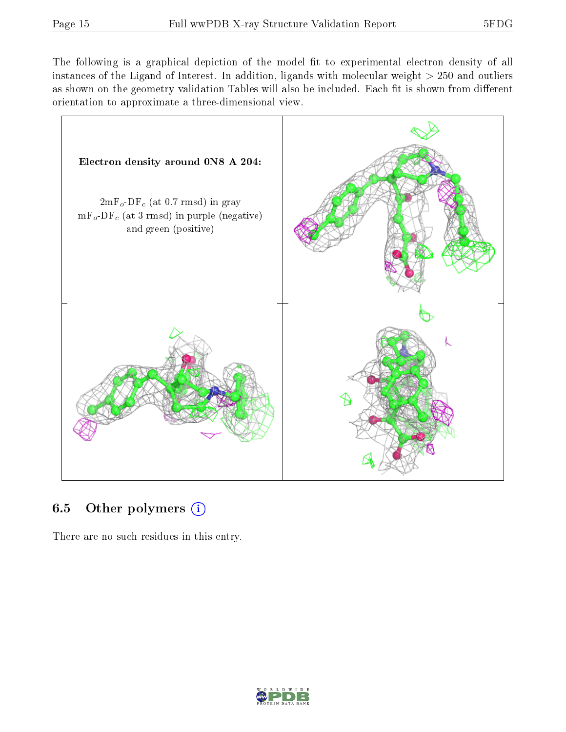The following is a graphical depiction of the model fit to experimental electron density of all instances of the Ligand of Interest. In addition, ligands with molecular weight > 250 and outliers as shown on the geometry validation Tables will also be included. Each fit is shown from different orientation to approximate a three-dimensional view.

**Electron density around 0N8 A 204:**

$2mF_o$-$DF_c$ (at 0.7 rmsd) in gray
$mF_o$-$DF_c$ (at 3 rmsd) in purple (negative)
and green (positive)

## 6.5 Other polymers

There are no such residues in this entry.